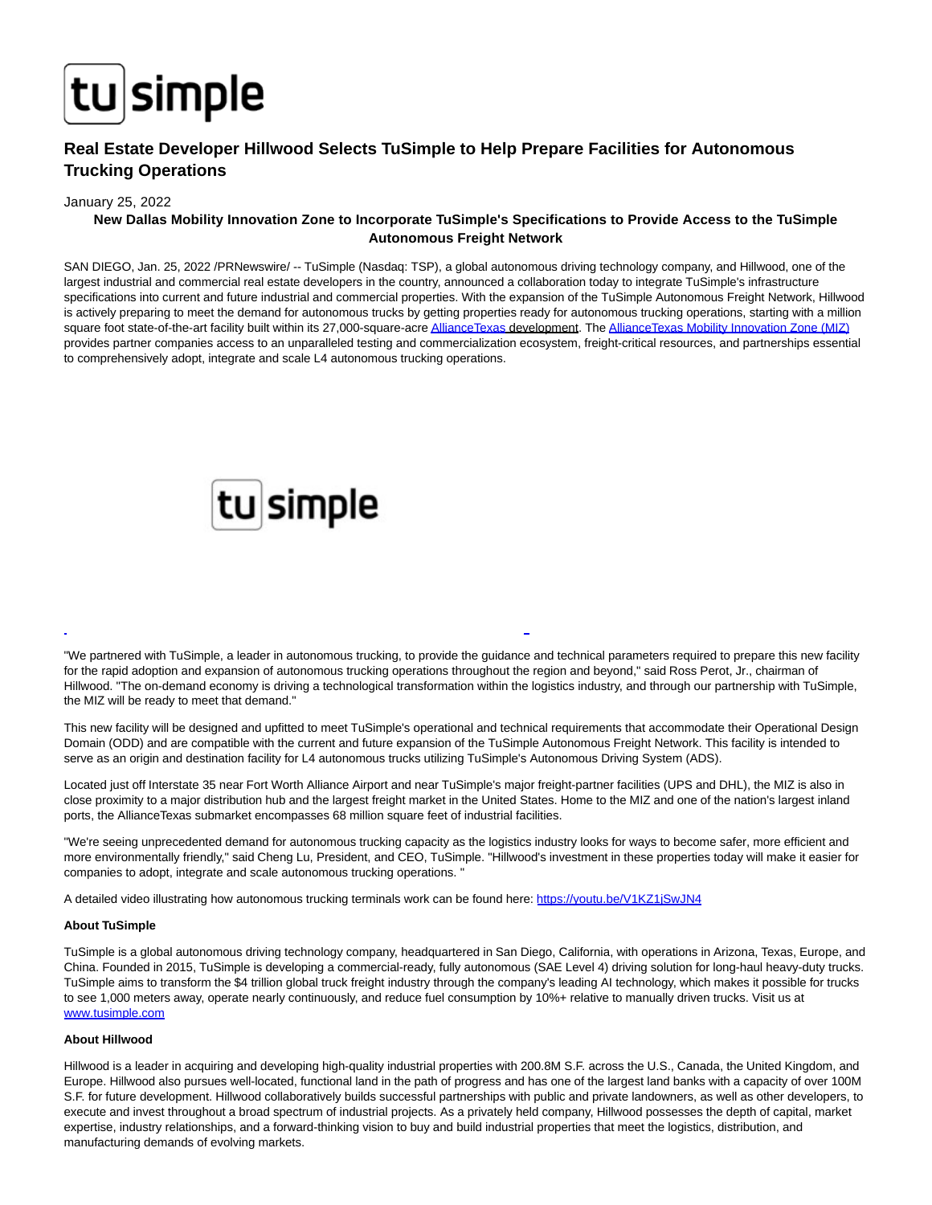# Real Estate Developer Hillwood Selects TuSimple to Help Prepare Facilities for Autonomous Trucking Operations

January 25, 2022

**New Dallas Mobility Innovation Zone to Incorporate TuSimple's Specifications to Provide Access to the TuSimple Autonomous Freight Network**

SAN DIEGO, Jan. 25, 2022 /PRNewswire/ -- TuSimple (Nasdaq: TSP), a global autonomous driving technology company, and Hillwood, one of the largest industrial and commercial real estate developers in the country, announced a collaboration today to integrate TuSimple's infrastructure specifications into current and future industrial and commercial properties. With the expansion of the TuSimple Autonomous Freight Network, Hillwood is actively preparing to meet the demand for autonomous trucks by getting properties ready for autonomous trucking operations, starting with a million square foot state-of-the-art facility built within its 27,000-square-acre AllianceTexas development. The AllianceTexas Mobility Innovation Zone (MIZ) provides partner companies access to an unparalleled testing and commercialization ecosystem, freight-critical resources, and partnerships essential to comprehensively adopt, integrate and scale L4 autonomous trucking operations.

"We partnered with TuSimple, a leader in autonomous trucking, to provide the guidance and technical parameters required to prepare this new facility for the rapid adoption and expansion of autonomous trucking operations throughout the region and beyond," said Ross Perot, Jr., chairman of Hillwood. "The on-demand economy is driving a technological transformation within the logistics industry, and through our partnership with TuSimple, the MIZ will be ready to meet that demand."

This new facility will be designed and upfitted to meet TuSimple's operational and technical requirements that accommodate their Operational Design Domain (ODD) and are compatible with the current and future expansion of the TuSimple Autonomous Freight Network. This facility is intended to serve as an origin and destination facility for L4 autonomous trucks utilizing TuSimple's Autonomous Driving System (ADS).

Located just off Interstate 35 near Fort Worth Alliance Airport and near TuSimple's major freight-partner facilities (UPS and DHL), the MIZ is also in close proximity to a major distribution hub and the largest freight market in the United States. Home to the MIZ and one of the nation's largest inland ports, the AllianceTexas submarket encompasses 68 million square feet of industrial facilities.

"We're seeing unprecedented demand for autonomous trucking capacity as the logistics industry looks for ways to become safer, more efficient and more environmentally friendly," said Cheng Lu, President, and CEO, TuSimple. "Hillwood's investment in these properties today will make it easier for companies to adopt, integrate and scale autonomous trucking operations. "

A detailed video illustrating how autonomous trucking terminals work can be found here: https://youtu.be/V1KZ1jSwJN4

**About TuSimple**

TuSimple is a global autonomous driving technology company, headquartered in San Diego, California, with operations in Arizona, Texas, Europe, and China. Founded in 2015, TuSimple is developing a commercial-ready, fully autonomous (SAE Level 4) driving solution for long-haul heavy-duty trucks. TuSimple aims to transform the $4 trillion global truck freight industry through the company's leading AI technology, which makes it possible for trucks to see 1,000 meters away, operate nearly continuously, and reduce fuel consumption by 10%+ relative to manually driven trucks. Visit us at www.tusimple.com

**About Hillwood**

Hillwood is a leader in acquiring and developing high-quality industrial properties with 200.8M S.F. across the U.S., Canada, the United Kingdom, and Europe. Hillwood also pursues well-located, functional land in the path of progress and has one of the largest land banks with a capacity of over 100M S.F. for future development. Hillwood collaboratively builds successful partnerships with public and private landowners, as well as other developers, to execute and invest throughout a broad spectrum of industrial projects. As a privately held company, Hillwood possesses the depth of capital, market expertise, industry relationships, and a forward-thinking vision to buy and build industrial properties that meet the logistics, distribution, and manufacturing demands of evolving markets.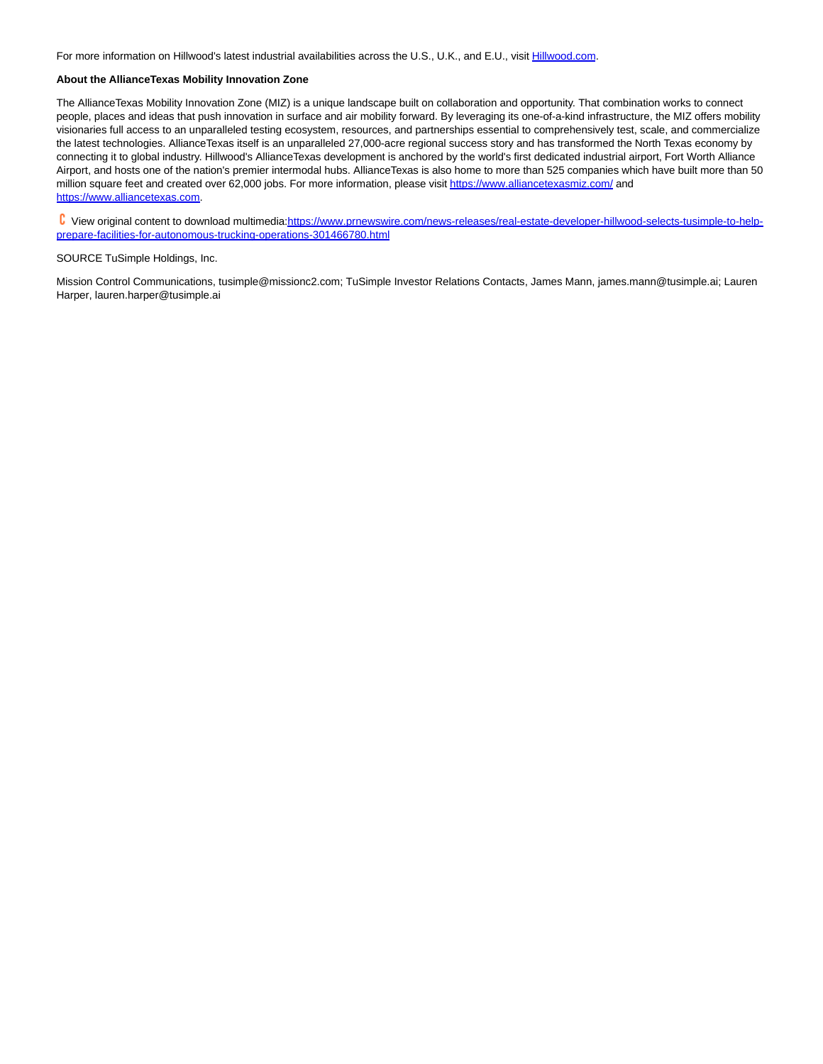For more information on Hillwood's latest industrial availabilities across the U.S., U.K., and E.U., visit [Hillwood.com](Hillwood.com).

**About the AllianceTexas Mobility Innovation Zone**

The AllianceTexas Mobility Innovation Zone (MIZ) is a unique landscape built on collaboration and opportunity. That combination works to connect people, places and ideas that push innovation in surface and air mobility forward. By leveraging its one-of-a-kind infrastructure, the MIZ offers mobility visionaries full access to an unparalleled testing ecosystem, resources, and partnerships essential to comprehensively test, scale, and commercialize the latest technologies. AllianceTexas itself is an unparalleled 27,000-acre regional success story and has transformed the North Texas economy by connecting it to global industry. Hillwood's AllianceTexas development is anchored by the world's first dedicated industrial airport, Fort Worth Alliance Airport, and hosts one of the nation's premier intermodal hubs. AllianceTexas is also home to more than 525 companies which have built more than 50 million square feet and created over 62,000 jobs. For more information, please visit https://www.alliancetexasmiz.com/ and https://www.alliancetexas.com.

View original content to download multimedia:https://www.prnewswire.com/news-releases/real-estate-developer-hillwood-selects-tusimple-to-help-prepare-facilities-for-autonomous-trucking-operations-301466780.html

SOURCE TuSimple Holdings, Inc.

Mission Control Communications, tusimple@missionc2.com; TuSimple Investor Relations Contacts, James Mann, james.mann@tusimple.ai; Lauren Harper, lauren.harper@tusimple.ai